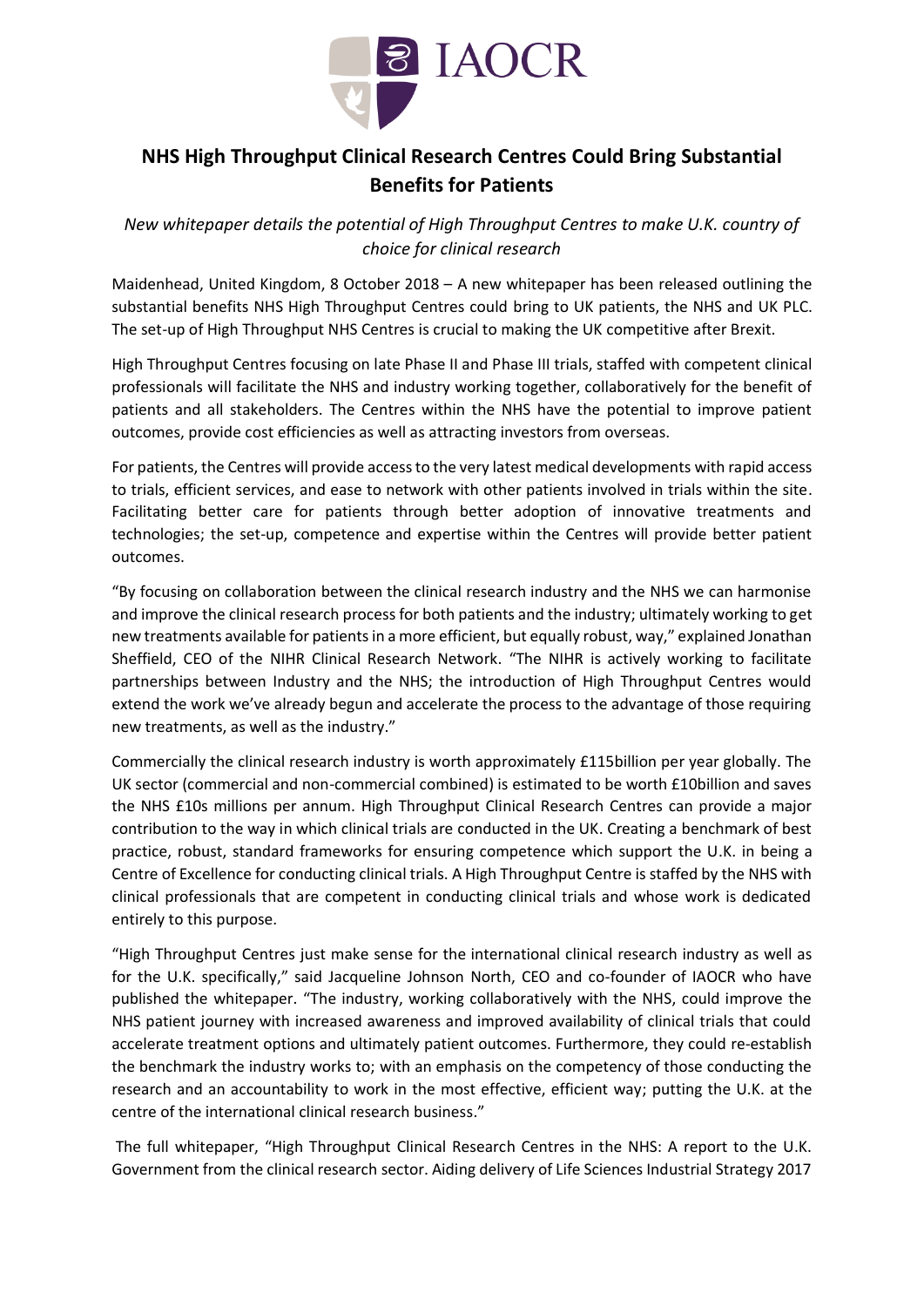IAOCR

# NHS High Throughput Clinical Research Centres Could Bring Substantial Benefits for Patients

*New whitepaper details the potential of High Throughput Centres to make U.K. country of choice for clinical research*

Maidenhead, United Kingdom, 8 October 2018 – A new whitepaper has been released outlining the substantial benefits NHS High Throughput Centres could bring to UK patients, the NHS and UK PLC. The set-up of High Throughput NHS Centres is crucial to making the UK competitive after Brexit.

High Throughput Centres focusing on late Phase II and Phase III trials, staffed with competent clinical professionals will facilitate the NHS and industry working together, collaboratively for the benefit of patients and all stakeholders. The Centres within the NHS have the potential to improve patient outcomes, provide cost efficiencies as well as attracting investors from overseas.

For patients, the Centres will provide access to the very latest medical developments with rapid access to trials, efficient services, and ease to network with other patients involved in trials within the site. Facilitating better care for patients through better adoption of innovative treatments and technologies; the set-up, competence and expertise within the Centres will provide better patient outcomes.

"By focusing on collaboration between the clinical research industry and the NHS we can harmonise and improve the clinical research process for both patients and the industry; ultimately working to get new treatments available for patients in a more efficient, but equally robust, way," explained Jonathan Sheffield, CEO of the NIHR Clinical Research Network. "The NIHR is actively working to facilitate partnerships between Industry and the NHS; the introduction of High Throughput Centres would extend the work we've already begun and accelerate the process to the advantage of those requiring new treatments, as well as the industry."

Commercially the clinical research industry is worth approximately £115billion per year globally. The UK sector (commercial and non-commercial combined) is estimated to be worth £10billion and saves the NHS £10s millions per annum. High Throughput Clinical Research Centres can provide a major contribution to the way in which clinical trials are conducted in the UK. Creating a benchmark of best practice, robust, standard frameworks for ensuring competence which support the U.K. in being a Centre of Excellence for conducting clinical trials. A High Throughput Centre is staffed by the NHS with clinical professionals that are competent in conducting clinical trials and whose work is dedicated entirely to this purpose.

"High Throughput Centres just make sense for the international clinical research industry as well as for the U.K. specifically," said Jacqueline Johnson North, CEO and co-founder of IAOCR who have published the whitepaper. "The industry, working collaboratively with the NHS, could improve the NHS patient journey with increased awareness and improved availability of clinical trials that could accelerate treatment options and ultimately patient outcomes. Furthermore, they could re-establish the benchmark the industry works to; with an emphasis on the competency of those conducting the research and an accountability to work in the most effective, efficient way; putting the U.K. at the centre of the international clinical research business."

The full whitepaper, "High Throughput Clinical Research Centres in the NHS: A report to the U.K. Government from the clinical research sector. Aiding delivery of Life Sciences Industrial Strategy 2017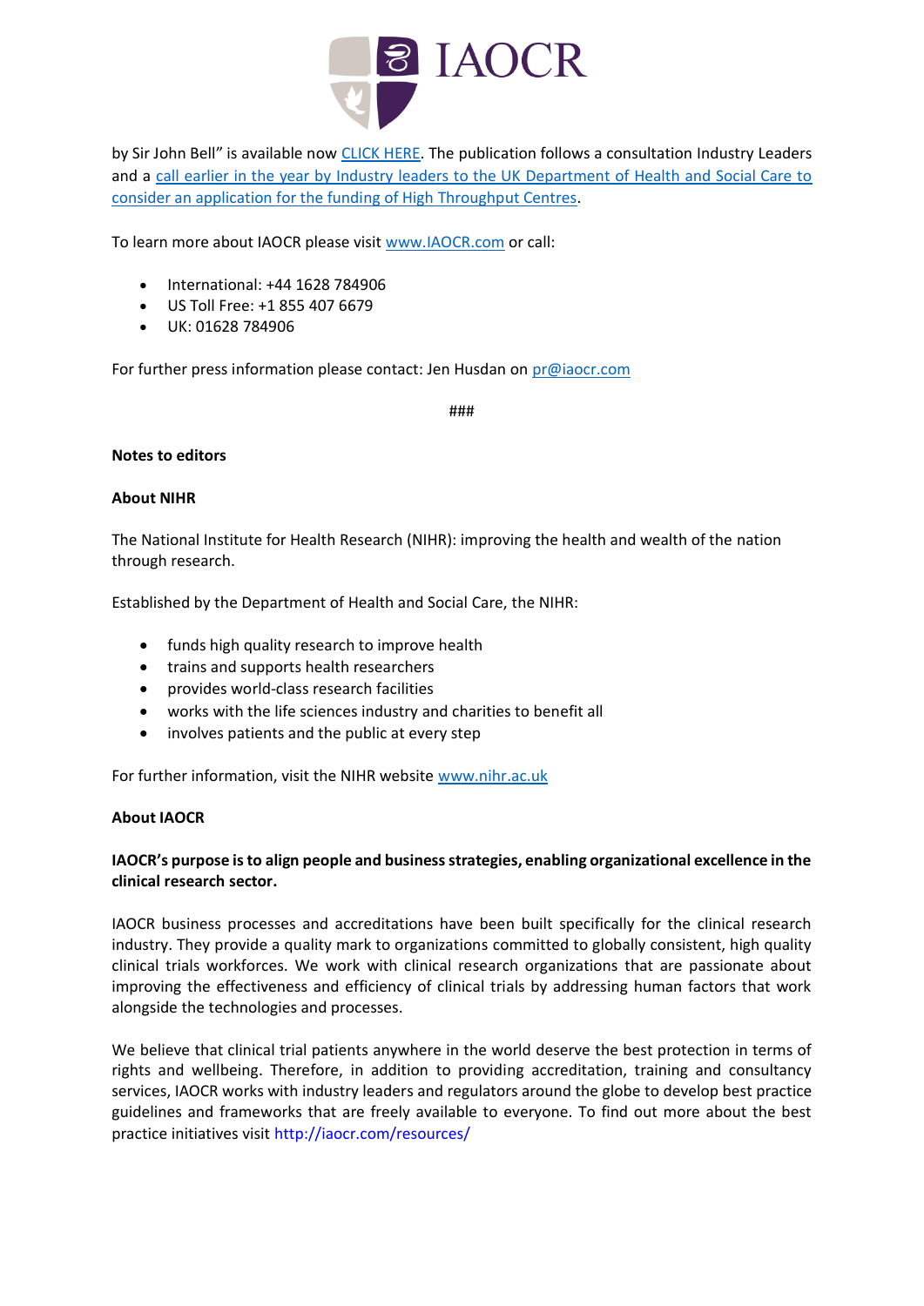by Sir John Bell" is available now CLICK HERE. The publication follows a consultation Industry Leaders and a call earlier in the year by Industry leaders to the UK Department of Health and Social Care to consider an application for the funding of High Throughput Centres.

To learn more about IAOCR please visit www.IAOCR.com or call:

- International: +44 1628 784906
- US Toll Free: +1 855 407 6679
- UK: 01628 784906

For further press information please contact: Jen Husdan on pr@iaocr.com

###

**Notes to editors**

**About NIHR**

The National Institute for Health Research (NIHR): improving the health and wealth of the nation through research.

Established by the Department of Health and Social Care, the NIHR:

- funds high quality research to improve health
- trains and supports health researchers
- provides world-class research facilities
- works with the life sciences industry and charities to benefit all
- involves patients and the public at every step

For further information, visit the NIHR website www.nihr.ac.uk

**About IAOCR**

**IAOCR's purpose is to align people and business strategies, enabling organizational excellence in the clinical research sector.**

IAOCR business processes and accreditations have been built specifically for the clinical research industry. They provide a quality mark to organizations committed to globally consistent, high quality clinical trials workforces. We work with clinical research organizations that are passionate about improving the effectiveness and efficiency of clinical trials by addressing human factors that work alongside the technologies and processes.

We believe that clinical trial patients anywhere in the world deserve the best protection in terms of rights and wellbeing. Therefore, in addition to providing accreditation, training and consultancy services, IAOCR works with industry leaders and regulators around the globe to develop best practice guidelines and frameworks that are freely available to everyone. To find out more about the best practice initiatives visit http://iaocr.com/resources/